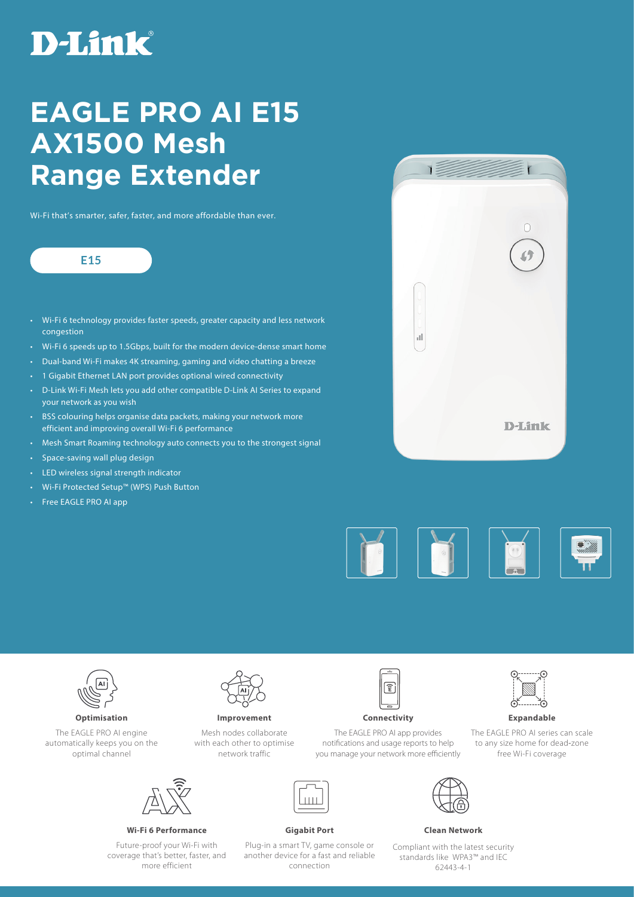D-Link®

# EAGLE PRO AI E15 AX1500 Mesh Range Extender

Wi-Fi that's smarter, safer, faster, and more affordable than ever.

E15

- Wi-Fi 6 technology provides faster speeds, greater capacity and less network congestion
- Wi-Fi 6 speeds up to 1.5Gbps, built for the modern device-dense smart home
- Dual-band Wi-Fi makes 4K streaming, gaming and video chatting a breeze
- 1 Gigabit Ethernet LAN port provides optional wired connectivity
- D-Link Wi-Fi Mesh lets you add other compatible D-Link AI Series to expand your network as you wish
- BSS colouring helps organise data packets, making your network more efficient and improving overall Wi-Fi 6 performance
- Mesh Smart Roaming technology auto connects you to the strongest signal
- Space-saving wall plug design
- LED wireless signal strength indicator
- Wi-Fi Protected Setup™ (WPS) Push Button
- Free EAGLE PRO AI app

**Optimisation**

The EAGLE PRO AI engine automatically keeps you on the optimal channel

**Improvement**

Mesh nodes collaborate with each other to optimise network traffic

**Connectivity**

The EAGLE PRO AI app provides notifications and usage reports to help you manage your network more efficiently

**Expandable**

The EAGLE PRO AI series can scale to any size home for dead-zone free Wi-Fi coverage

**Wi-Fi 6 Performance**

Future-proof your Wi-Fi with coverage that's better, faster, and more efficient

**Gigabit Port**

Plug-in a smart TV, game console or another device for a fast and reliable connection

**Clean Network**

Compliant with the latest security standards like WPA3™ and IEC 62443-4-1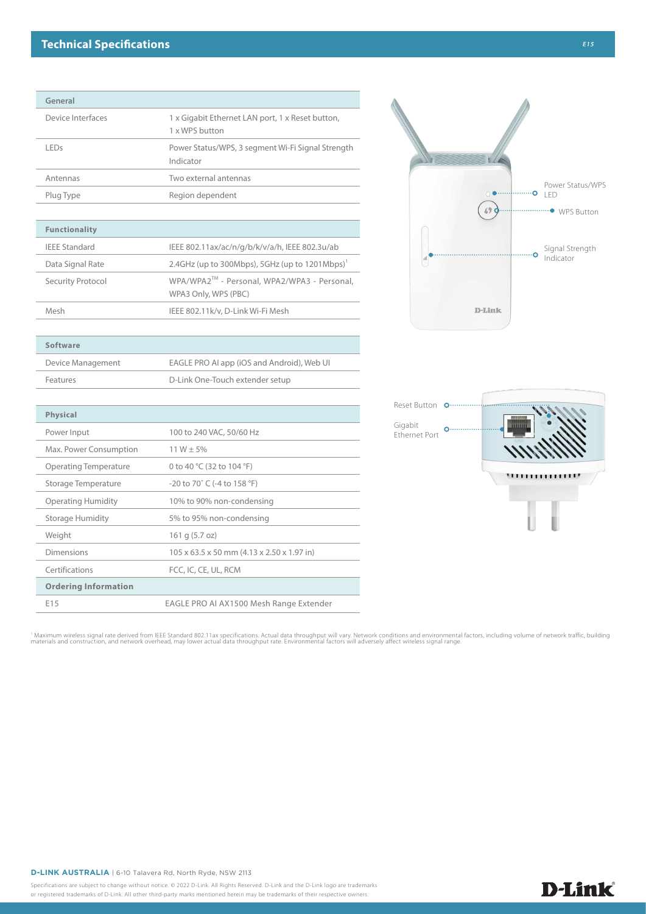## Technical Specifications

| | |
|---|---|
| **General** | |
| Device Interfaces | 1 x Gigabit Ethernet LAN port, 1 x Reset button, 1 x WPS button |
| LEDs | Power Status/WPS, 3 segment Wi-Fi Signal Strength Indicator |
| Antennas | Two external antennas |
| Plug Type | Region dependent |
| **Functionality** | |
| IEEE Standard | IEEE 802.11ax/ac/n/g/b/k/v/a/h, IEEE 802.3u/ab |
| Data Signal Rate | 2.4GHz (up to 300Mbps), 5GHz (up to 1201Mbps)[1] |
| Security Protocol | WPA/WPA2™ - Personal, WPA2/WPA3 - Personal, WPA3 Only, WPS (PBC) |
| Mesh | IEEE 802.11k/v, D-Link Wi-Fi Mesh |
| **Software** | |
| Device Management | EAGLE PRO AI app (iOS and Android), Web UI |
| Features | D-Link One-Touch extender setup |
| **Physical** | |
| Power Input | 100 to 240 VAC, 50/60 Hz |
| Max. Power Consumption | 11 W ± 5% |
| Operating Temperature | 0 to 40 °C (32 to 104 °F) |
| Storage Temperature | -20 to 70° C (-4 to 158 °F) |
| Operating Humidity | 10% to 90% non-condensing |
| Storage Humidity | 5% to 95% non-condensing |
| Weight | 161 g (5.7 oz) |
| Dimensions | 105 x 63.5 x 50 mm (4.13 x 2.50 x 1.97 in) |
| Certifications | FCC, IC, CE, UL, RCM |
| **Ordering Information** | |
| E15 | EAGLE PRO AI AX1500 Mesh Range Extender |

Power Status/WPS LED
WPS Button
Signal Strength Indicator
Reset Button
Gigabit Ethernet Port

[1] Maximum wireless signal rate derived from IEEE Standard 802.11ax specifications. Actual data throughput will vary. Network conditions and environmental factors, including volume of network traffic, building materials and construction, and network overhead, may lower actual data throughput rate. Environmental factors will adversely affect wireless signal range.

**D-LINK AUSTRALIA** | 6-10 Talavera Rd, North Ryde, NSW 2113

Specifications are subject to change without notice. © 2022 D-Link. All Rights Reserved. D-Link and the D-Link logo are trademarks or registered trademarks of D-Link. All other third-party marks mentioned herein may be trademarks of their respective owners.